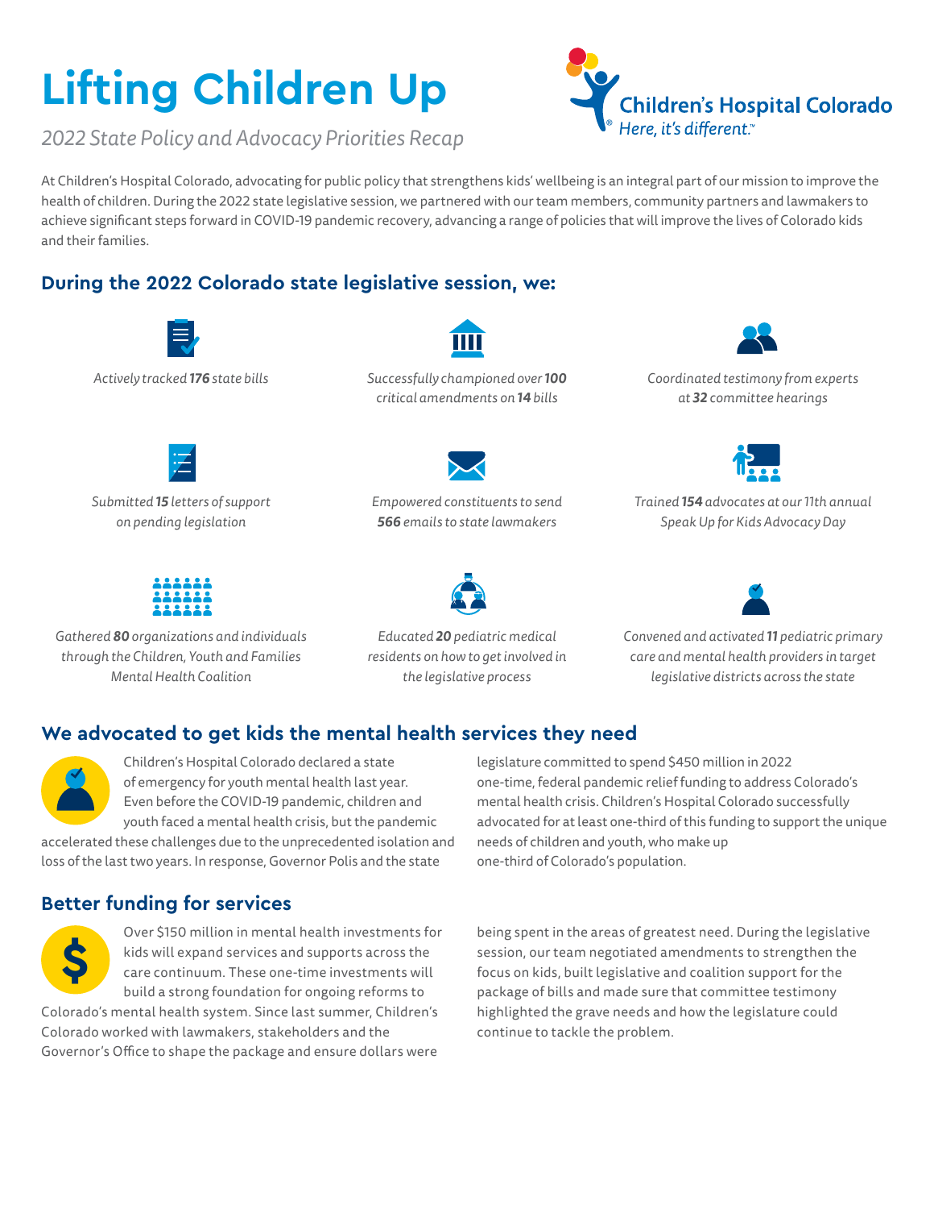# Lifting Children Up

*2022 State Policy and Advocacy Priorities Recap*

Children's Hospital Colorado
*Here, it's different.™*

At Children's Hospital Colorado, advocating for public policy that strengthens kids' wellbeing is an integral part of our mission to improve the health of children. During the 2022 state legislative session, we partnered with our team members, community partners and lawmakers to achieve significant steps forward in COVID-19 pandemic recovery, advancing a range of policies that will improve the lives of Colorado kids and their families.

## During the 2022 Colorado state legislative session, we:

- *Actively tracked **176** state bills*
- *Successfully championed over **100** critical amendments on **14** bills*
- *Coordinated testimony from experts at **32** committee hearings*
- *Submitted **15** letters of support on pending legislation*
- *Empowered constituents to send **566** emails to state lawmakers*
- *Trained **154** advocates at our 11th annual Speak Up for Kids Advocacy Day*
- *Gathered **80** organizations and individuals through the Children, Youth and Families Mental Health Coalition*
- *Educated **20** pediatric medical residents on how to get involved in the legislative process*
- *Convened and activated **11** pediatric primary care and mental health providers in target legislative districts across the state*

## We advocated to get kids the mental health services they need

Children's Hospital Colorado declared a state of emergency for youth mental health last year. Even before the COVID-19 pandemic, children and youth faced a mental health crisis, but the pandemic accelerated these challenges due to the unprecedented isolation and loss of the last two years. In response, Governor Polis and the state legislature committed to spend $450 million in 2022 one-time, federal pandemic relief funding to address Colorado's mental health crisis. Children's Hospital Colorado successfully advocated for at least one-third of this funding to support the unique needs of children and youth, who make up one-third of Colorado's population.

## Better funding for services

Over $150 million in mental health investments for kids will expand services and supports across the care continuum. These one-time investments will build a strong foundation for ongoing reforms to Colorado's mental health system. Since last summer, Children's Colorado worked with lawmakers, stakeholders and the Governor's Office to shape the package and ensure dollars were being spent in the areas of greatest need. During the legislative session, our team negotiated amendments to strengthen the focus on kids, built legislative and coalition support for the package of bills and made sure that committee testimony highlighted the grave needs and how the legislature could continue to tackle the problem.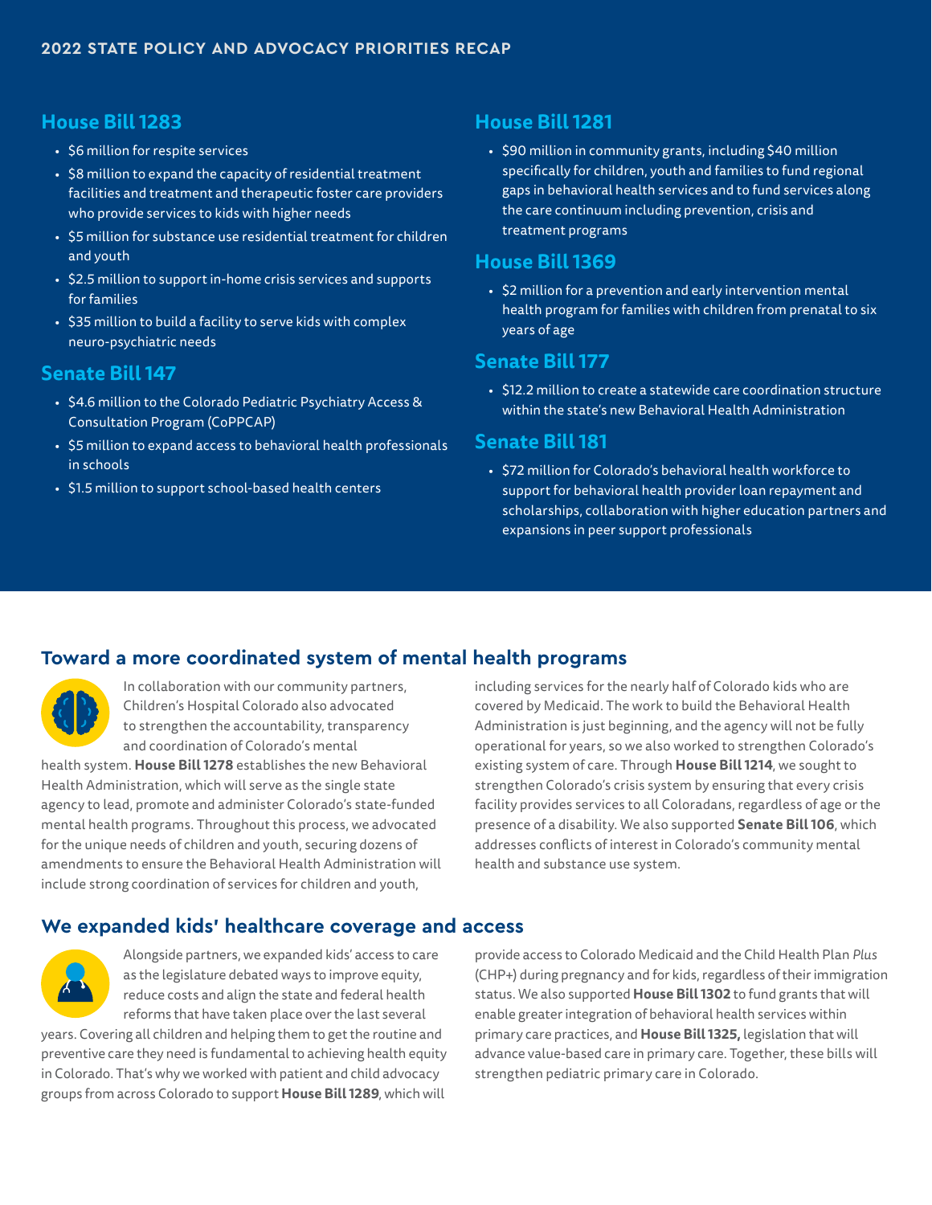## 2022 STATE POLICY AND ADVOCACY PRIORITIES RECAP

### House Bill 1283

- $6 million for respite services
- $8 million to expand the capacity of residential treatment facilities and treatment and therapeutic foster care providers who provide services to kids with higher needs
- $5 million for substance use residential treatment for children and youth
- $2.5 million to support in-home crisis services and supports for families
- $35 million to build a facility to serve kids with complex neuro-psychiatric needs

### Senate Bill 147

- $4.6 million to the Colorado Pediatric Psychiatry Access & Consultation Program (CoPPCAP)
- $5 million to expand access to behavioral health professionals in schools
- $1.5 million to support school-based health centers

### House Bill 1281

- $90 million in community grants, including $40 million specifically for children, youth and families to fund regional gaps in behavioral health services and to fund services along the care continuum including prevention, crisis and treatment programs

### House Bill 1369

- $2 million for a prevention and early intervention mental health program for families with children from prenatal to six years of age

### Senate Bill 177

- $12.2 million to create a statewide care coordination structure within the state's new Behavioral Health Administration

### Senate Bill 181

- $72 million for Colorado's behavioral health workforce to support for behavioral health provider loan repayment and scholarships, collaboration with higher education partners and expansions in peer support professionals

## Toward a more coordinated system of mental health programs

In collaboration with our community partners, Children's Hospital Colorado also advocated to strengthen the accountability, transparency and coordination of Colorado's mental health system. **House Bill 1278** establishes the new Behavioral Health Administration, which will serve as the single state agency to lead, promote and administer Colorado's state-funded mental health programs. Throughout this process, we advocated for the unique needs of children and youth, securing dozens of amendments to ensure the Behavioral Health Administration will include strong coordination of services for children and youth, including services for the nearly half of Colorado kids who are covered by Medicaid. The work to build the Behavioral Health Administration is just beginning, and the agency will not be fully operational for years, so we also worked to strengthen Colorado's existing system of care. Through **House Bill 1214**, we sought to strengthen Colorado's crisis system by ensuring that every crisis facility provides services to all Coloradans, regardless of age or the presence of a disability. We also supported **Senate Bill 106**, which addresses conflicts of interest in Colorado's community mental health and substance use system.

## We expanded kids' healthcare coverage and access

Alongside partners, we expanded kids' access to care as the legislature debated ways to improve equity, reduce costs and align the state and federal health reforms that have taken place over the last several years. Covering all children and helping them to get the routine and preventive care they need is fundamental to achieving health equity in Colorado. That's why we worked with patient and child advocacy groups from across Colorado to support **House Bill 1289**, which will provide access to Colorado Medicaid and the Child Health Plan *Plus* (CHP+) during pregnancy and for kids, regardless of their immigration status. We also supported **House Bill 1302** to fund grants that will enable greater integration of behavioral health services within primary care practices, and **House Bill 1325,** legislation that will advance value-based care in primary care. Together, these bills will strengthen pediatric primary care in Colorado.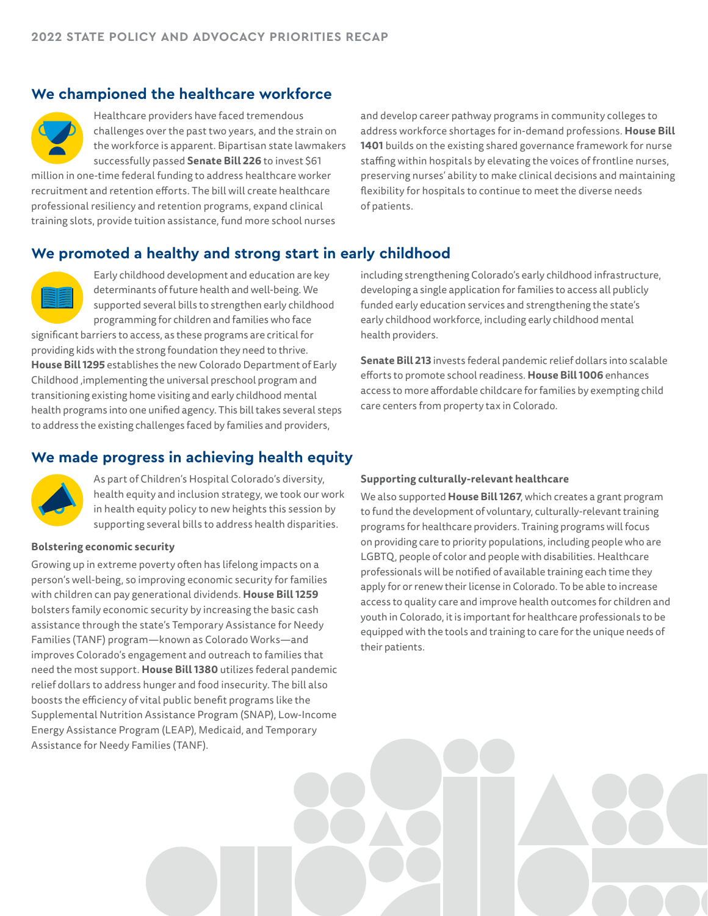## We championed the healthcare workforce

Healthcare providers have faced tremendous challenges over the past two years, and the strain on the workforce is apparent. Bipartisan state lawmakers successfully passed **Senate Bill 226** to invest $61 million in one-time federal funding to address healthcare worker recruitment and retention efforts. The bill will create healthcare professional resiliency and retention programs, expand clinical training slots, provide tuition assistance, fund more school nurses and develop career pathway programs in community colleges to address workforce shortages for in-demand professions. **House Bill 1401** builds on the existing shared governance framework for nurse staffing within hospitals by elevating the voices of frontline nurses, preserving nurses' ability to make clinical decisions and maintaining flexibility for hospitals to continue to meet the diverse needs of patients.

## We promoted a healthy and strong start in early childhood

Early childhood development and education are key determinants of future health and well-being. We supported several bills to strengthen early childhood programming for children and families who face significant barriers to access, as these programs are critical for providing kids with the strong foundation they need to thrive. **House Bill 1295** establishes the new Colorado Department of Early Childhood ,implementing the universal preschool program and transitioning existing home visiting and early childhood mental health programs into one unified agency. This bill takes several steps to address the existing challenges faced by families and providers, including strengthening Colorado's early childhood infrastructure, developing a single application for families to access all publicly funded early education services and strengthening the state's early childhood workforce, including early childhood mental health providers.

**Senate Bill 213** invests federal pandemic relief dollars into scalable efforts to promote school readiness. **House Bill 1006** enhances access to more affordable childcare for families by exempting child care centers from property tax in Colorado.

## We made progress in achieving health equity

As part of Children's Hospital Colorado's diversity, health equity and inclusion strategy, we took our work in health equity policy to new heights this session by supporting several bills to address health disparities.

### Bolstering economic security

Growing up in extreme poverty often has lifelong impacts on a person's well-being, so improving economic security for families with children can pay generational dividends. **House Bill 1259** bolsters family economic security by increasing the basic cash assistance through the state's Temporary Assistance for Needy Families (TANF) program—known as Colorado Works—and improves Colorado's engagement and outreach to families that need the most support. **House Bill 1380** utilizes federal pandemic relief dollars to address hunger and food insecurity. The bill also boosts the efficiency of vital public benefit programs like the Supplemental Nutrition Assistance Program (SNAP), Low-Income Energy Assistance Program (LEAP), Medicaid, and Temporary Assistance for Needy Families (TANF).

### Supporting culturally-relevant healthcare

We also supported **House Bill 1267**, which creates a grant program to fund the development of voluntary, culturally-relevant training programs for healthcare providers. Training programs will focus on providing care to priority populations, including people who are LGBTQ, people of color and people with disabilities. Healthcare professionals will be notified of available training each time they apply for or renew their license in Colorado. To be able to increase access to quality care and improve health outcomes for children and youth in Colorado, it is important for healthcare professionals to be equipped with the tools and training to care for the unique needs of their patients.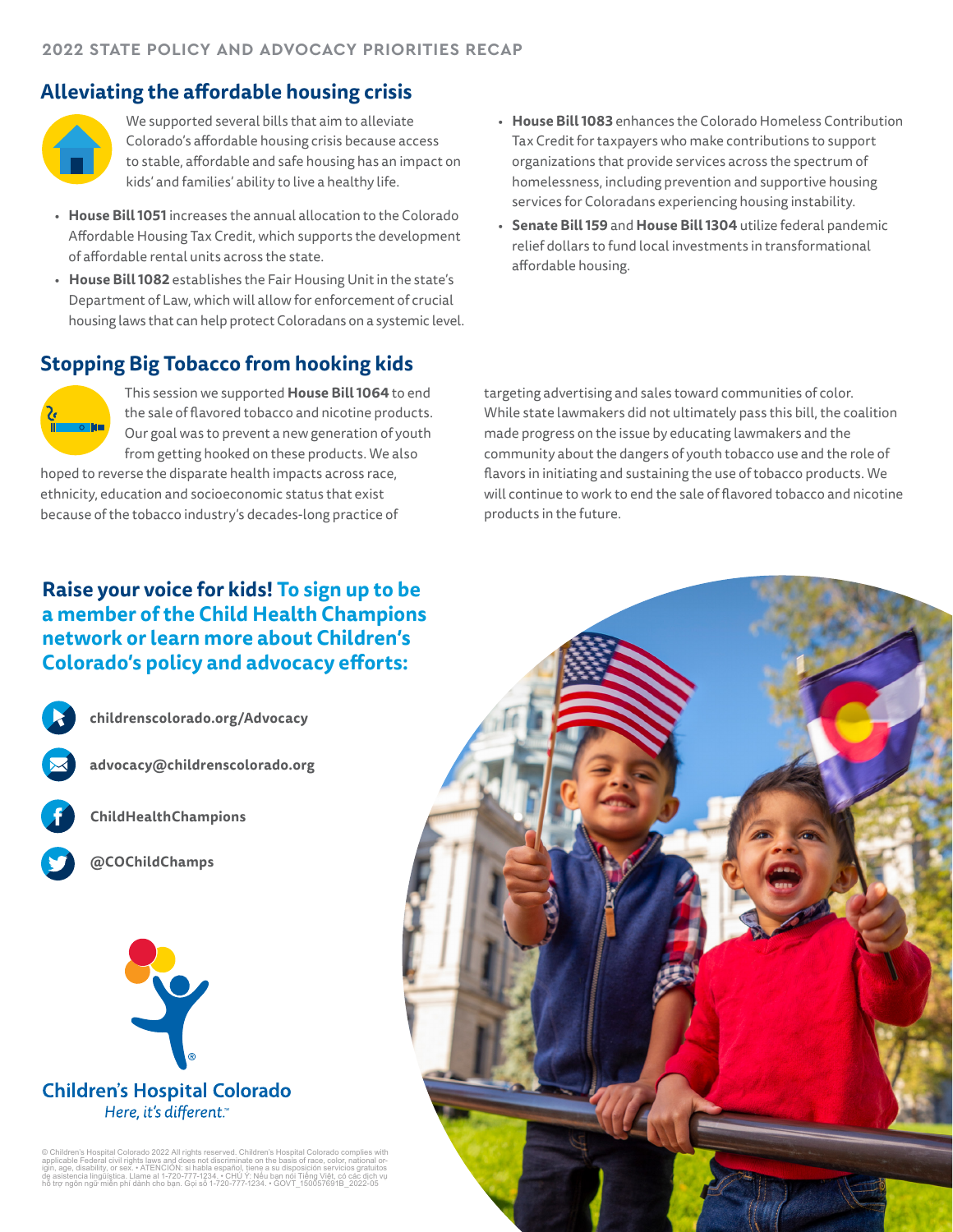## Alleviating the affordable housing crisis

We supported several bills that aim to alleviate Colorado's affordable housing crisis because access to stable, affordable and safe housing has an impact on kids' and families' ability to live a healthy life.

- **House Bill 1051** increases the annual allocation to the Colorado Affordable Housing Tax Credit, which supports the development of affordable rental units across the state.
- **House Bill 1082** establishes the Fair Housing Unit in the state's Department of Law, which will allow for enforcement of crucial housing laws that can help protect Coloradans on a systemic level.
- **House Bill 1083** enhances the Colorado Homeless Contribution Tax Credit for taxpayers who make contributions to support organizations that provide services across the spectrum of homelessness, including prevention and supportive housing services for Coloradans experiencing housing instability.
- **Senate Bill 159** and **House Bill 1304** utilize federal pandemic relief dollars to fund local investments in transformational affordable housing.

## Stopping Big Tobacco from hooking kids

This session we supported **House Bill 1064** to end the sale of flavored tobacco and nicotine products. Our goal was to prevent a new generation of youth from getting hooked on these products. We also hoped to reverse the disparate health impacts across race, ethnicity, education and socioeconomic status that exist because of the tobacco industry's decades-long practice of targeting advertising and sales toward communities of color. While state lawmakers did not ultimately pass this bill, the coalition made progress on the issue by educating lawmakers and the community about the dangers of youth tobacco use and the role of flavors in initiating and sustaining the use of tobacco products. We will continue to work to end the sale of flavored tobacco and nicotine products in the future.

## Raise your voice for kids! To sign up to be a member of the Child Health Champions network or learn more about Children's Colorado's policy and advocacy efforts:

**childrenscolorado.org/Advocacy**

**advocacy@childrenscolorado.org**

**ChildHealthChampions**

**@COChildChamps**

Children's Hospital Colorado

*Here, it's different.*™

© Children's Hospital Colorado 2022 All rights reserved. Children's Hospital Colorado complies with applicable Federal civil rights laws and does not discriminate on the basis of race, color, national origin, age, disability, or sex. • ATENCIÓN: si habla español, tiene a su disposición servicios gratuitos de asistencia lingüística. Llame al 1-720-777-1234. • CHÚ Ý: Nếu bạn nói Tiếng Việt, có các dịch vụ hỗ trợ ngôn ngữ miễn phí dành cho bạn. Gọi số 1-720-777-1234. • GOVT_150057691B_2022-05